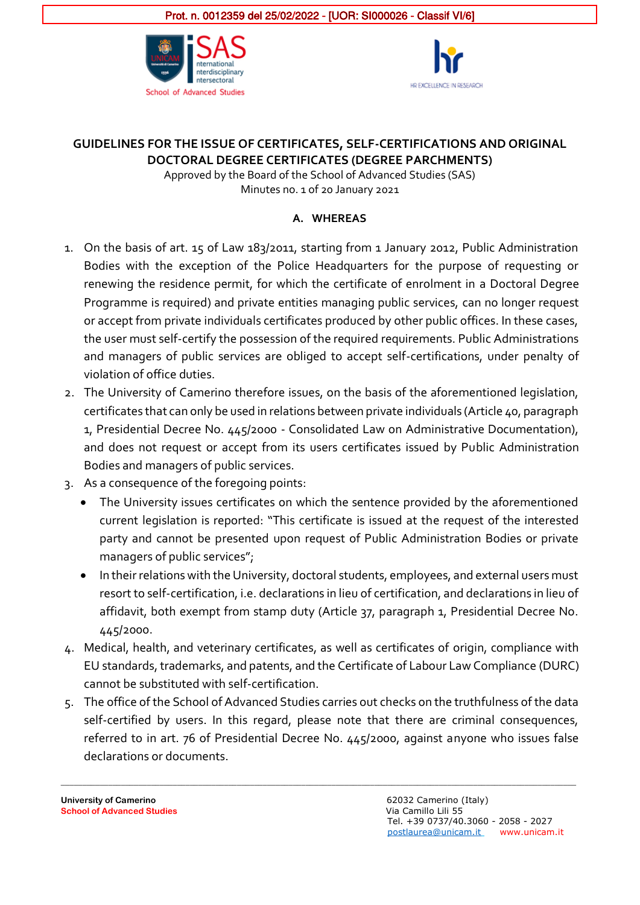Prot. n. 0012359 del 25/02/2022 - [UOR: SI000026 - Classif VI/6]

# GUIDELINES FOR THE ISSUE OF CERTIFICATES, SELF-CERTIFICATIONS AND ORIGINAL DOCTORAL DEGREE CERTIFICATES (DEGREE PARCHMENTS)

Approved by the Board of the School of Advanced Studies (SAS)
Minutes no. 1 of 20 January 2021

## A. WHEREAS

1. On the basis of art. 15 of Law 183/2011, starting from 1 January 2012, Public Administration Bodies with the exception of the Police Headquarters for the purpose of requesting or renewing the residence permit, for which the certificate of enrolment in a Doctoral Degree Programme is required) and private entities managing public services, can no longer request or accept from private individuals certificates produced by other public offices. In these cases, the user must self-certify the possession of the required requirements. Public Administrations and managers of public services are obliged to accept self-certifications, under penalty of violation of office duties.
2. The University of Camerino therefore issues, on the basis of the aforementioned legislation, certificates that can only be used in relations between private individuals (Article 40, paragraph 1, Presidential Decree No. 445/2000 - Consolidated Law on Administrative Documentation), and does not request or accept from its users certificates issued by Public Administration Bodies and managers of public services.
3. As a consequence of the foregoing points:
   - The University issues certificates on which the sentence provided by the aforementioned current legislation is reported: "This certificate is issued at the request of the interested party and cannot be presented upon request of Public Administration Bodies or private managers of public services";
   - In their relations with the University, doctoral students, employees, and external users must resort to self-certification, i.e. declarations in lieu of certification, and declarations in lieu of affidavit, both exempt from stamp duty (Article 37, paragraph 1, Presidential Decree No. 445/2000.
4. Medical, health, and veterinary certificates, as well as certificates of origin, compliance with EU standards, trademarks, and patents, and the Certificate of Labour Law Compliance (DURC) cannot be substituted with self-certification.
5. The office of the School of Advanced Studies carries out checks on the truthfulness of the data self-certified by users. In this regard, please note that there are criminal consequences, referred to in art. 76 of Presidential Decree No. 445/2000, against anyone who issues false declarations or documents.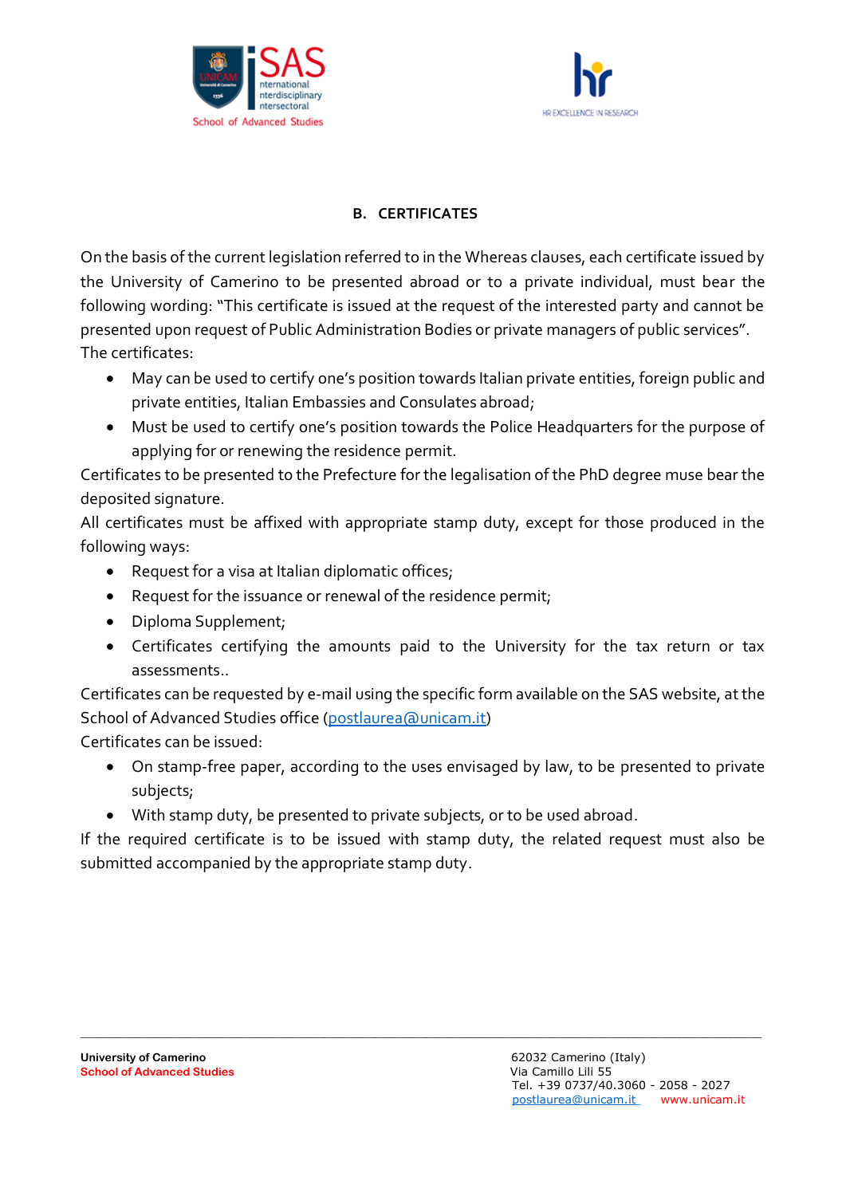## B. CERTIFICATES

On the basis of the current legislation referred to in the Whereas clauses, each certificate issued by the University of Camerino to be presented abroad or to a private individual, must bear the following wording: "This certificate is issued at the request of the interested party and cannot be presented upon request of Public Administration Bodies or private managers of public services".

The certificates:

- May can be used to certify one's position towards Italian private entities, foreign public and private entities, Italian Embassies and Consulates abroad;
- Must be used to certify one's position towards the Police Headquarters for the purpose of applying for or renewing the residence permit.

Certificates to be presented to the Prefecture for the legalisation of the PhD degree muse bear the deposited signature.

All certificates must be affixed with appropriate stamp duty, except for those produced in the following ways:

- Request for a visa at Italian diplomatic offices;
- Request for the issuance or renewal of the residence permit;
- Diploma Supplement;
- Certificates certifying the amounts paid to the University for the tax return or tax assessments..

Certificates can be requested by e-mail using the specific form available on the SAS website, at the School of Advanced Studies office (postlaurea@unicam.it)

Certificates can be issued:

- On stamp-free paper, according to the uses envisaged by law, to be presented to private subjects;
- With stamp duty, be presented to private subjects, or to be used abroad.

If the required certificate is to be issued with stamp duty, the related request must also be submitted accompanied by the appropriate stamp duty.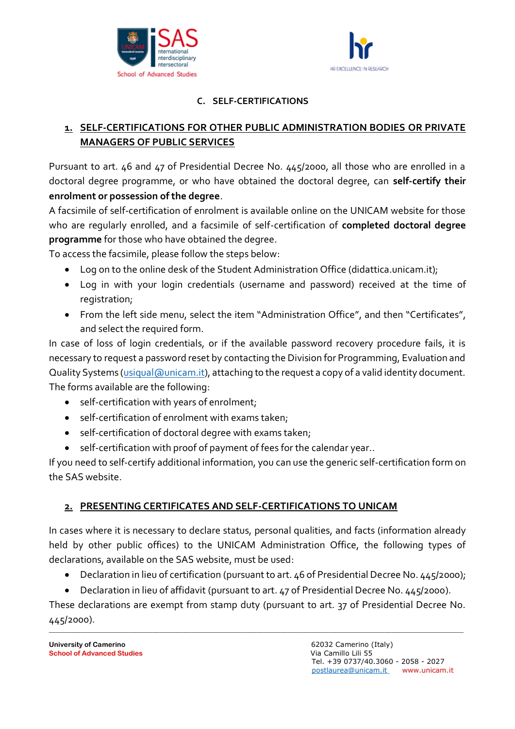## C. SELF-CERTIFICATIONS

### 1. SELF-CERTIFICATIONS FOR OTHER PUBLIC ADMINISTRATION BODIES OR PRIVATE MANAGERS OF PUBLIC SERVICES

Pursuant to art. 46 and 47 of Presidential Decree No. 445/2000, all those who are enrolled in a doctoral degree programme, or who have obtained the doctoral degree, can **self-certify their enrolment or possession of the degree**.

A facsimile of self-certification of enrolment is available online on the UNICAM website for those who are regularly enrolled, and a facsimile of self-certification of **completed doctoral degree programme** for those who have obtained the degree.

To access the facsimile, please follow the steps below:

- Log on to the online desk of the Student Administration Office (didattica.unicam.it);
- Log in with your login credentials (username and password) received at the time of registration;
- From the left side menu, select the item "Administration Office", and then "Certificates", and select the required form.

In case of loss of login credentials, or if the available password recovery procedure fails, it is necessary to request a password reset by contacting the Division for Programming, Evaluation and Quality Systems (usiqual@unicam.it), attaching to the request a copy of a valid identity document.

The forms available are the following:

- self-certification with years of enrolment;
- self-certification of enrolment with exams taken;
- self-certification of doctoral degree with exams taken;
- self-certification with proof of payment of fees for the calendar year..

If you need to self-certify additional information, you can use the generic self-certification form on the SAS website.

### 2. PRESENTING CERTIFICATES AND SELF-CERTIFICATIONS TO UNICAM

In cases where it is necessary to declare status, personal qualities, and facts (information already held by other public offices) to the UNICAM Administration Office, the following types of declarations, available on the SAS website, must be used:

- Declaration in lieu of certification (pursuant to art. 46 of Presidential Decree No. 445/2000);
- Declaration in lieu of affidavit (pursuant to art. 47 of Presidential Decree No. 445/2000).

These declarations are exempt from stamp duty (pursuant to art. 37 of Presidential Decree No. 445/2000).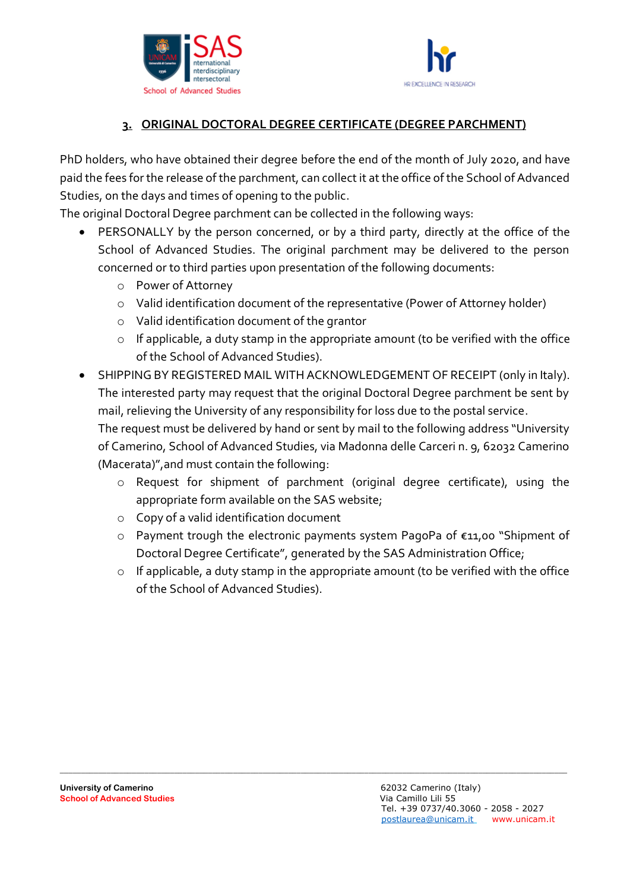## 3. ORIGINAL DOCTORAL DEGREE CERTIFICATE (DEGREE PARCHMENT)

PhD holders, who have obtained their degree before the end of the month of July 2020, and have paid the fees for the release of the parchment, can collect it at the office of the School of Advanced Studies, on the days and times of opening to the public.

The original Doctoral Degree parchment can be collected in the following ways:

- PERSONALLY by the person concerned, or by a third party, directly at the office of the School of Advanced Studies. The original parchment may be delivered to the person concerned or to third parties upon presentation of the following documents:
  - Power of Attorney
  - Valid identification document of the representative (Power of Attorney holder)
  - Valid identification document of the grantor
  - If applicable, a duty stamp in the appropriate amount (to be verified with the office of the School of Advanced Studies).
- SHIPPING BY REGISTERED MAIL WITH ACKNOWLEDGEMENT OF RECEIPT (only in Italy). The interested party may request that the original Doctoral Degree parchment be sent by mail, relieving the University of any responsibility for loss due to the postal service.
  The request must be delivered by hand or sent by mail to the following address "University of Camerino, School of Advanced Studies, via Madonna delle Carceri n. 9, 62032 Camerino (Macerata)",and must contain the following:
  - Request for shipment of parchment (original degree certificate), using the appropriate form available on the SAS website;
  - Copy of a valid identification document
  - Payment trough the electronic payments system PagoPa of €11,00 "Shipment of Doctoral Degree Certificate", generated by the SAS Administration Office;
  - If applicable, a duty stamp in the appropriate amount (to be verified with the office of the School of Advanced Studies).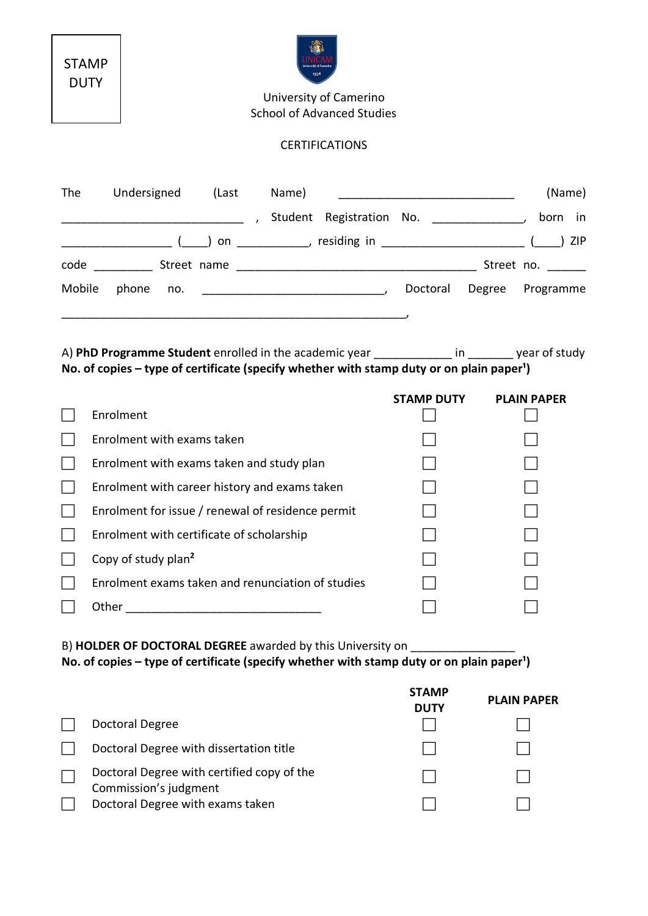STAMP DUTY

University of Camerino
School of Advanced Studies

CERTIFICATIONS

The Undersigned (Last Name) ____________________________ (Name) ____________________________ , Student Registration No. _____________, born in ________________ (____) on __________, residing in ______________________ (____) ZIP code _________ Street name ______________________________________ Street no. ______ Mobile phone no. ____________________________, Doctoral Degree Programme ______________________________________________________,

A) **PhD Programme Student** enrolled in the academic year ___________ in _______ year of study
**No. of copies – type of certificate (specify whether with stamp duty or on plain paper[1])**

| | | STAMP DUTY | PLAIN PAPER |
|---|---|---|---|
| ☐ | Enrolment | ☐ | ☐ |
| ☐ | Enrolment with exams taken | ☐ | ☐ |
| ☐ | Enrolment with exams taken and study plan | ☐ | ☐ |
| ☐ | Enrolment with career history and exams taken | ☐ | ☐ |
| ☐ | Enrolment for issue / renewal of residence permit | ☐ | ☐ |
| ☐ | Enrolment with certificate of scholarship | ☐ | ☐ |
| ☐ | Copy of study plan[2] | ☐ | ☐ |
| ☐ | Enrolment exams taken and renunciation of studies | ☐ | ☐ |
| ☐ | Other ______________________________ | ☐ | ☐ |

B) **HOLDER OF DOCTORAL DEGREE** awarded by this University on ________________
**No. of copies – type of certificate (specify whether with stamp duty or on plain paper[1])**

| | | STAMP DUTY | PLAIN PAPER |
|---|---|---|---|
| ☐ | Doctoral Degree | ☐ | ☐ |
| ☐ | Doctoral Degree with dissertation title | ☐ | ☐ |
| ☐ | Doctoral Degree with certified copy of the Commission's judgment | ☐ | ☐ |
| ☐ | Doctoral Degree with exams taken | ☐ | ☐ |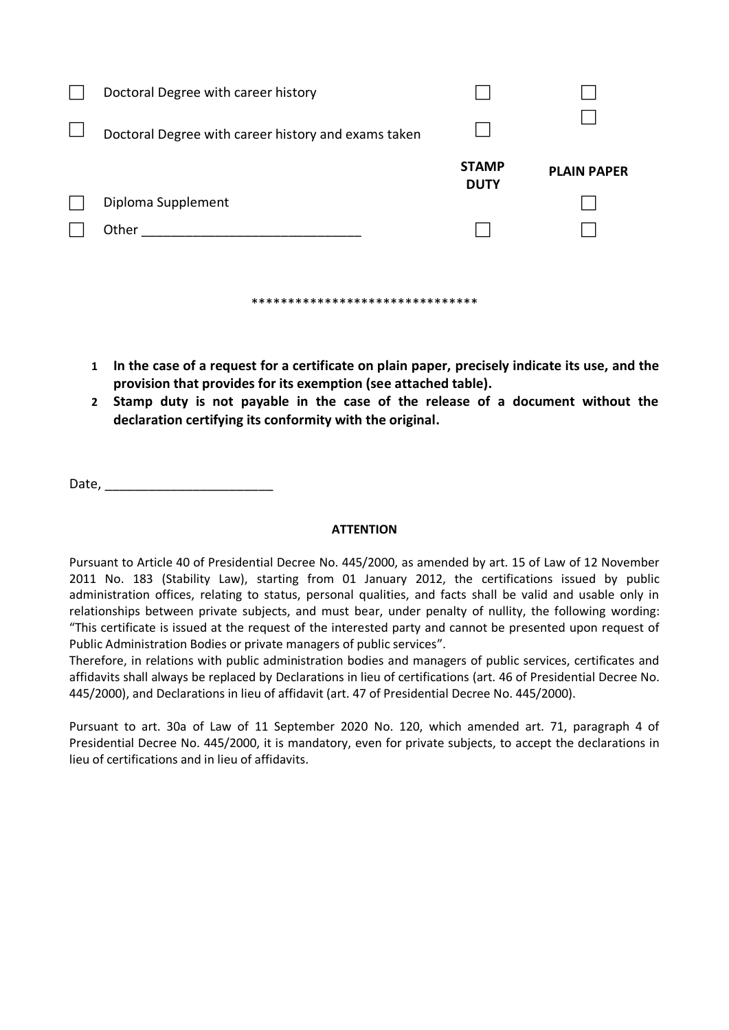| | | STAMP DUTY | PLAIN PAPER |
|---|---|---|---|
| ☐ | Doctoral Degree with career history | ☐ | ☐ |
| ☐ | Doctoral Degree with career history and exams taken | ☐ | ☐ |
| ☐ | Diploma Supplement | | ☐ |
| ☐ | Other ______________________________ | ☐ | ☐ |

******************************

1. **In the case of a request for a certificate on plain paper, precisely indicate its use, and the provision that provides for its exemption (see attached table).**
2. **Stamp duty is not payable in the case of the release of a document without the declaration certifying its conformity with the original.**

Date, _______________________

**ATTENTION**

Pursuant to Article 40 of Presidential Decree No. 445/2000, as amended by art. 15 of Law of 12 November 2011 No. 183 (Stability Law), starting from 01 January 2012, the certifications issued by public administration offices, relating to status, personal qualities, and facts shall be valid and usable only in relationships between private subjects, and must bear, under penalty of nullity, the following wording: "This certificate is issued at the request of the interested party and cannot be presented upon request of Public Administration Bodies or private managers of public services".
Therefore, in relations with public administration bodies and managers of public services, certificates and affidavits shall always be replaced by Declarations in lieu of certifications (art. 46 of Presidential Decree No. 445/2000), and Declarations in lieu of affidavit (art. 47 of Presidential Decree No. 445/2000).

Pursuant to art. 30a of Law of 11 September 2020 No. 120, which amended art. 71, paragraph 4 of Presidential Decree No. 445/2000, it is mandatory, even for private subjects, to accept the declarations in lieu of certifications and in lieu of affidavits.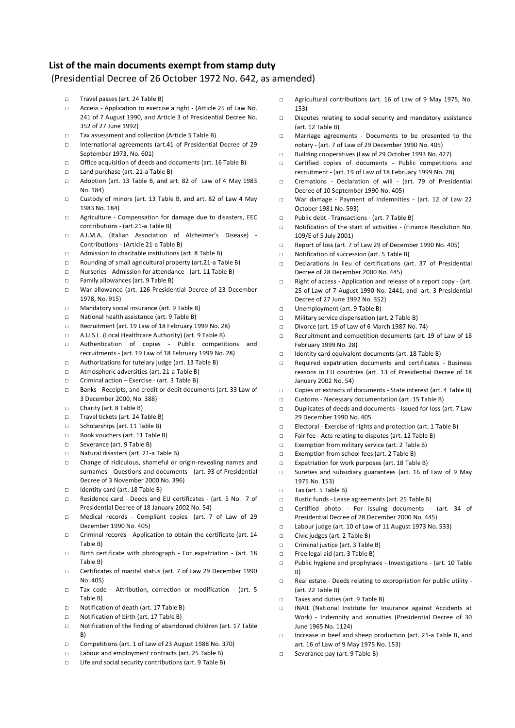## List of the main documents exempt from stamp duty

(Presidential Decree of 26 October 1972 No. 642, as amended)

- Travel passes (art. 24 Table B)
- Access - Application to exercise a right - (Article 25 of Law No. 241 of 7 August 1990, and Article 3 of Presidential Decree No. 352 of 27 June 1992)
- Tax assessment and collection (Article 5 Table B)
- International agreements (art.41 of Presidential Decree of 29 September 1973, No. 601)
- Office acquisition of deeds and documents (art. 16 Table B)
- Land purchase (art. 21-a Table B)
- Adoption (art. 13 Table B, and art. 82 of Law of 4 May 1983 No. 184)
- Custody of minors (art. 13 Table B, and art. 82 of Law 4 May 1983 No. 184)
- Agriculture - Compensation for damage due to disasters, EEC contributions - (art.21-a Table B)
- A.I.M.A. (Italian Association of Alzheimer's Disease) - Contributions - (Article 21-a Table B)
- Admission to charitable institutions (art. 8 Table B)
- Rounding of small agricultural property (art.21-a Table B)
- Nurseries - Admission for attendance - (art. 11 Table B)
- Family allowances (art. 9 Table B)
- War allowance (art. 126 Presidential Decree of 23 December 1978, No. 915)
- Mandatory social insurance (art. 9 Table B)
- National health assistance (art. 9 Table B)
- Recruitment (art. 19 Law of 18 February 1999 No. 28)
- A.U.S.L. (Local Healthcare Authority) (art. 9 Table B)
- Authentication of copies - Public competitions and recruitments - (art. 19 Law of 18 February 1999 No. 28)
- Authorizations for tutelary judge (art. 13 Table B)
- Atmospheric adversities (art. 21-a Table B)
- Criminal action – Exercise - (art. 3 Table B)
- Banks - Receipts, and credit or debit documents (art. 33 Law of 3 December 2000, No. 388)
- Charity (art. 8 Table B)
- Travel tickets (art. 24 Table B)
- Scholarships (art. 11 Table B)
- Book vouchers (art. 11 Table B)
- Severance (art. 9 Table B)
- Natural disasters (art. 21-a Table B)
- Change of ridiculous, shameful or origin-revealing names and surnames - Questions and documents - (art. 93 of Presidential Decree of 3 November 2000 No. 396)
- Identity card (art. 18 Table B)
- Residence card - Deeds and EU certificates - (art. 5 No. 7 of Presidential Decree of 18 January 2002 No. 54)
- Medical records - Compliant copies- (art. 7 of Law of 29 December 1990 No. 405)
- Criminal records - Application to obtain the certificate (art. 14 Table B)
- Birth certificate with photograph - For expatriation - (art. 18 Table B)
- Certificates of marital status (art. 7 of Law 29 December 1990 No. 405)
- Tax code - Attribution, correction or modification - (art. 5 Table B)
- Notification of death (art. 17 Table B)
- Notification of birth (art. 17 Table B)
- Notification of the finding of abandoned children (art. 17 Table B)
- Competitions (art. 1 of Law of 23 August 1988 No. 370)
- Labour and employment contracts (art. 25 Table B)
- Life and social security contributions (art. 9 Table B)
- Agricultural contributions (art. 16 of Law of 9 May 1975, No. 153)
- Disputes relating to social security and mandatory assistance (art. 12 Table B)
- Marriage agreements - Documents to be presented to the notary - (art. 7 of Law of 29 December 1990 No. 405)
- Building cooperatives (Law of 29 October 1993 No. 427)
- Certified copies of documents - Public competitions and recruitment - (art. 19 of Law of 18 February 1999 No. 28)
- Cremations - Declaration of will - (art. 79 of Presidential Decree of 10 September 1990 No. 405)
- War damage - Payment of indemnities - (art. 12 of Law 22 October 1981 No. 593)
- Public debt - Transactions - (art. 7 Table B)
- Notification of the start of activities - (Finance Resolution No. 109/E of 5 July 2001)
- Report of loss (art. 7 of Law 29 of December 1990 No. 405)
- Notification of succession (art. 5 Table B)
- Declarations in lieu of certifications (art. 37 of Presidential Decree of 28 December 2000 No. 445)
- Right of access - Application and release of a report copy - (art. 25 of Law of 7 August 1990 No. 2441, and art. 3 Presidential Decree of 27 June 1992 No. 352)
- Unemployment (art. 9 Table B)
- Military service dispensation (art. 2 Table B)
- Divorce (art. 19 of Law of 6 March 1987 No. 74)
- Recruitment and competition documents (art. 19 of Law of 18 February 1999 No. 28)
- Identity card equivalent documents (art. 18 Table B)
- Required expatriation documents and certificates - Business reasons in EU countries (art. 13 of Presidential Decree of 18 January 2002 No. 54)
- Copies or extracts of documents - State interest (art. 4 Table B)
- Customs - Necessary documentation (art. 15 Table B)
- Duplicates of deeds and documents - Issued for loss (art. 7 Law 29 December 1990 No. 405
- Electoral - Exercise of rights and protection (art. 1 Table B)
- Fair fee - Acts relating to disputes (art. 12 Table B)
- Exemption from military service (art. 2 Table B)
- Exemption from school fees (art. 2 Table B)
- Expatriation for work purposes (art. 18 Table B)
- Sureties and subsidiary guarantees (art. 16 of Law of 9 May 1975 No. 153)
- Tax (art. 5 Table B)
- Rustic funds - Lease agreements (art. 25 Table B)
- Certified photo - For issuing documents - (art. 34 of Presidential Decree of 28 December 2000 No. 445)
- Labour judge (art. 10 of Law of 11 August 1973 No. 533)
- Civic judges (art. 2 Table B)
- Criminal justice (art. 3 Table B)
- Free legal aid (art. 3 Table B)
- Public hygiene and prophylaxis - Investigations - (art. 10 Table B)
- Real estate - Deeds relating to expropriation for public utility - (art. 22 Table B)
- Taxes and duties (art. 9 Table B)
- INAIL (National Institute for Insurance against Accidents at Work) - Indemnity and annuities (Presidential Decree of 30 June 1965 No. 1124)
- Increase in beef and sheep production (art. 21-a Table B, and art. 16 of Law of 9 May 1975 No. 153)
- Severance pay (art. 9 Table B)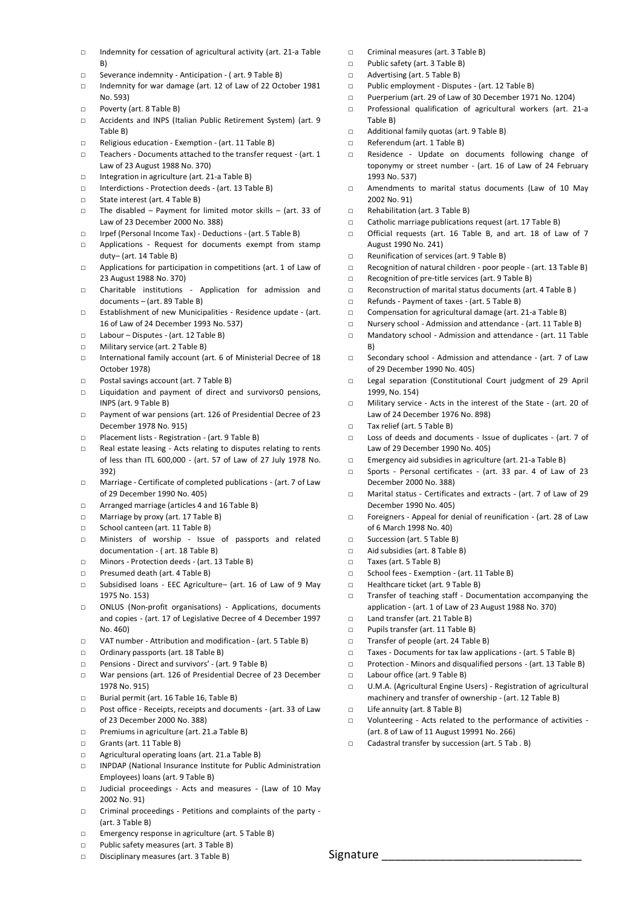- □ Indemnity for cessation of agricultural activity (art. 21-a Table B)
- □ Severance indemnity - Anticipation - ( art. 9 Table B)
- □ Indemnity for war damage (art. 12 of Law of 22 October 1981 No. 593)
- □ Poverty (art. 8 Table B)
- □ Accidents and INPS (Italian Public Retirement System) (art. 9 Table B)
- □ Religious education - Exemption - (art. 11 Table B)
- □ Teachers - Documents attached to the transfer request - (art. 1 Law of 23 August 1988 No. 370)
- □ Integration in agriculture (art. 21-a Table B)
- □ Interdictions - Protection deeds - (art. 13 Table B)
- □ State interest (art. 4 Table B)
- □ The disabled – Payment for limited motor skills – (art. 33 of Law of 23 December 2000 No. 388)
- □ Irpef (Personal Income Tax) - Deductions - (art. 5 Table B)
- □ Applications - Request for documents exempt from stamp duty– (art. 14 Table B)
- □ Applications for participation in competitions (art. 1 of Law of 23 August 1988 No. 370)
- □ Charitable institutions - Application for admission and documents – (art. 89 Table B)
- □ Establishment of new Municipalities - Residence update - (art. 16 of Law of 24 December 1993 No. 537)
- □ Labour – Disputes - (art. 12 Table B)
- □ Military service (art. 2 Table B)
- □ International family account (art. 6 of Ministerial Decree of 18 October 1978)
- □ Postal savings account (art. 7 Table B)
- □ Liquidation and payment of direct and survivors0 pensions, INPS (art. 9 Table B)
- □ Payment of war pensions (art. 126 of Presidential Decree of 23 December 1978 No. 915)
- □ Placement lists - Registration - (art. 9 Table B)
- □ Real estate leasing - Acts relating to disputes relating to rents of less than ITL 600,000 - (art. 57 of Law of 27 July 1978 No. 392)
- □ Marriage - Certificate of completed publications - (art. 7 of Law of 29 December 1990 No. 405)
- □ Arranged marriage (articles 4 and 16 Table B)
- □ Marriage by proxy (art. 17 Table B)
- □ School canteen (art. 11 Table B)
- □ Ministers of worship - Issue of passports and related documentation - ( art. 18 Table B)
- □ Minors - Protection deeds - (art. 13 Table B)
- □ Presumed death (art. 4 Table B)
- □ Subsidised loans - EEC Agriculture– (art. 16 of Law of 9 May 1975 No. 153)
- □ ONLUS (Non-profit organisations) - Applications, documents and copies - (art. 17 of Legislative Decree of 4 December 1997 No. 460)
- □ VAT number - Attribution and modification - (art. 5 Table B)
- □ Ordinary passports (art. 18 Table B)
- □ Pensions - Direct and survivors' - (art. 9 Table B)
- □ War pensions (art. 126 of Presidential Decree of 23 December 1978 No. 915)
- □ Burial permit (art. 16 Table 16, Table B)
- □ Post office - Receipts, receipts and documents - (art. 33 of Law of 23 December 2000 No. 388)
- □ Premiums in agriculture (art. 21.a Table B)
- □ Grants (art. 11 Table B)
- □ Agricultural operating loans (art. 21.a Table B)
- □ INPDAP (National Insurance Institute for Public Administration Employees) loans (art. 9 Table B)
- □ Judicial proceedings - Acts and measures - (Law of 10 May 2002 No. 91)
- □ Criminal proceedings - Petitions and complaints of the party - (art. 3 Table B)
- □ Emergency response in agriculture (art. 5 Table B)
- □ Public safety measures (art. 3 Table B)
- □ Disciplinary measures (art. 3 Table B)
- □ Criminal measures (art. 3 Table B)
- □ Public safety (art. 3 Table B)
- □ Advertising (art. 5 Table B)
- □ Public employment - Disputes - (art. 12 Table B)
- □ Puerperium (art. 29 of Law of 30 December 1971 No. 1204)
- □ Professional qualification of agricultural workers (art. 21-a Table B)
- □ Additional family quotas (art. 9 Table B)
- □ Referendum (art. 1 Table B)
- □ Residence - Update on documents following change of toponymy or street number - (art. 16 of Law of 24 February 1993 No. 537)
- □ Amendments to marital status documents (Law of 10 May 2002 No. 91)
- □ Rehabilitation (art. 3 Table B)
- □ Catholic marriage publications request (art. 17 Table B)
- □ Official requests (art. 16 Table B, and art. 18 of Law of 7 August 1990 No. 241)
- □ Reunification of services (art. 9 Table B)
- □ Recognition of natural children - poor people - (art. 13 Table B)
- □ Recognition of pre-title services (art. 9 Table B)
- □ Reconstruction of marital status documents (art. 4 Table B )
- □ Refunds - Payment of taxes - (art. 5 Table B)
- □ Compensation for agricultural damage (art. 21-a Table B)
- □ Nursery school - Admission and attendance - (art. 11 Table B)
- □ Mandatory school - Admission and attendance - (art. 11 Table B)
- □ Secondary school - Admission and attendance - (art. 7 of Law of 29 December 1990 No. 405)
- □ Legal separation (Constitutional Court judgment of 29 April 1999, No. 154)
- □ Military service - Acts in the interest of the State - (art. 20 of Law of 24 December 1976 No. 898)
- □ Tax relief (art. 5 Table B)
- □ Loss of deeds and documents - Issue of duplicates - (art. 7 of Law of 29 December 1990 No. 405)
- □ Emergency aid subsidies in agriculture (art. 21-a Table B)
- □ Sports - Personal certificates - (art. 33 par. 4 of Law of 23 December 2000 No. 388)
- □ Marital status - Certificates and extracts - (art. 7 of Law of 29 December 1990 No. 405)
- □ Foreigners - Appeal for denial of reunification - (art. 28 of Law of 6 March 1998 No. 40)
- □ Succession (art. 5 Table B)
- □ Aid subsidies (art. 8 Table B)
- □ Taxes (art. 5 Table B)
- □ School fees - Exemption - (art. 11 Table B)
- □ Healthcare ticket (art. 9 Table B)
- □ Transfer of teaching staff - Documentation accompanying the application - (art. 1 of Law of 23 August 1988 No. 370)
- □ Land transfer (art. 21 Table B)
- □ Pupils transfer (art. 11 Table B)
- □ Transfer of people (art. 24 Table B)
- □ Taxes - Documents for tax law applications - (art. 5 Table B)
- □ Protection - Minors and disqualified persons - (art. 13 Table B)
- □ Labour office (art. 9 Table B)
- □ U.M.A. (Agricultural Engine Users) - Registration of agricultural machinery and transfer of ownership - (art. 12 Table B)
- □ Life annuity (art. 8 Table B)
- □ Volunteering - Acts related to the performance of activities - (art. 8 of Law of 11 August 19991 No. 266)
- □ Cadastral transfer by succession (art. 5 Tab . B)

Signature ________________________________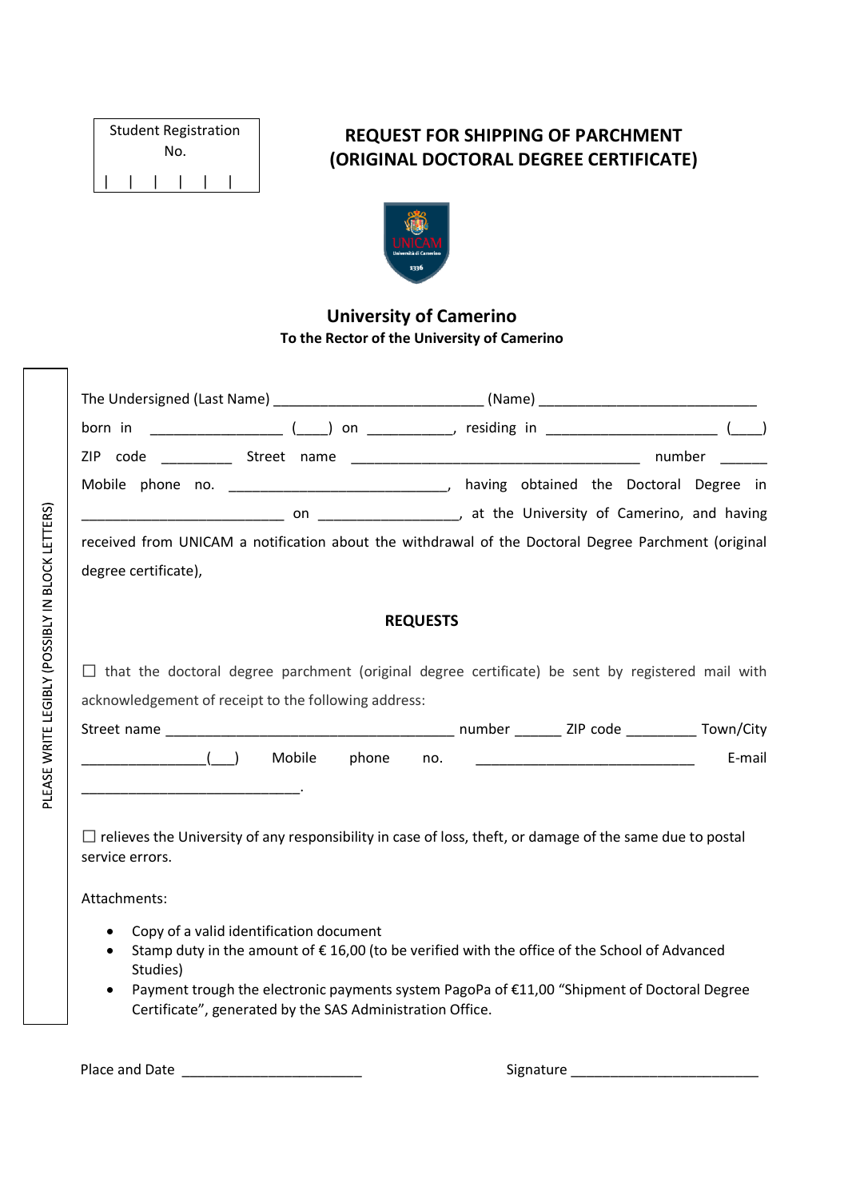Student Registration No.

| | | | | | |

## REQUEST FOR SHIPPING OF PARCHMENT (ORIGINAL DOCTORAL DEGREE CERTIFICATE)

### University of Camerino

**To the Rector of the University of Camerino**

PLEASE WRITE LEGIBLY (POSSIBLY IN BLOCK LETTERS)

The Undersigned (Last Name) ___________________________ (Name) _____________________________

born in _________________ (____) on ___________, residing in ______________________ (____)

ZIP code _________ Street name ______________________________________ number ______

Mobile phone no. ____________________________, having obtained the Doctoral Degree in ___________________________ on __________________, at the University of Camerino, and having received from UNICAM a notification about the withdrawal of the Doctoral Degree Parchment (original degree certificate),

**REQUESTS**

☐ that the doctoral degree parchment (original degree certificate) be sent by registered mail with acknowledgement of receipt to the following address:

Street name _____________________________________ number ______ ZIP code _________ Town/City ________________(___) Mobile phone no. ____________________________ E-mail ____________________________.

☐ relieves the University of any responsibility in case of loss, theft, or damage of the same due to postal service errors.

Attachments:

- Copy of a valid identification document
- Stamp duty in the amount of € 16,00 (to be verified with the office of the School of Advanced Studies)
- Payment trough the electronic payments system PagoPa of €11,00 "Shipment of Doctoral Degree Certificate", generated by the SAS Administration Office.

Place and Date ________________________ Signature _________________________